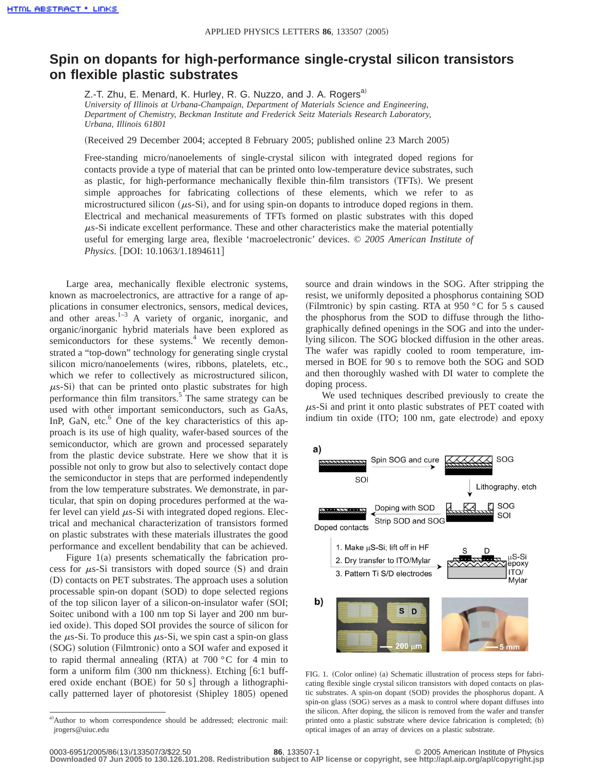# Spin on dopants for high-performance single-crystal silicon transistors on flexible plastic substrates

Z.-T. Zhu, E. Menard, K. Hurley, R. G. Nuzzo, and J. A. Rogers[a]

*University of Illinois at Urbana-Champaign, Department of Materials Science and Engineering, Department of Chemistry, Beckman Institute and Frederick Seitz Materials Research Laboratory, Urbana, Illinois 61801*

(Received 29 December 2004; accepted 8 February 2005; published online 23 March 2005)

Free-standing micro/nanoelements of single-crystal silicon with integrated doped regions for contacts provide a type of material that can be printed onto low-temperature device substrates, such as plastic, for high-performance mechanically flexible thin-film transistors (TFTs). We present simple approaches for fabricating collections of these elements, which we refer to as microstructured silicon ($\mu$s-Si), and for using spin-on dopants to introduce doped regions in them. Electrical and mechanical measurements of TFTs formed on plastic substrates with this doped $\mu$s-Si indicate excellent performance. These and other characteristics make the material potentially useful for emerging large area, flexible 'macroelectronic' devices. © *2005 American Institute of Physics*. [DOI: 10.1063/1.1894611]

Large area, mechanically flexible electronic systems, known as macroelectronics, are attractive for a range of applications in consumer electronics, sensors, medical devices, and other areas.[1–3] A variety of organic, inorganic, and organic/inorganic hybrid materials have been explored as semiconductors for these systems.[4] We recently demonstrated a "top-down" technology for generating single crystal silicon micro/nanoelements (wires, ribbons, platelets, etc., which we refer to collectively as microstructured silicon, $\mu$s-Si) that can be printed onto plastic substrates for high performance thin film transistors.[5] The same strategy can be used with other important semiconductors, such as GaAs, InP, GaN, etc.[6] One of the key characteristics of this approach is its use of high quality, wafer-based sources of the semiconductor, which are grown and processed separately from the plastic device substrate. Here we show that it is possible not only to grow but also to selectively contact dope the semiconductor in steps that are performed independently from the low temperature substrates. We demonstrate, in particular, that spin on doping procedures performed at the wafer level can yield $\mu$s-Si with integrated doped regions. Electrical and mechanical characterization of transistors formed on plastic substrates with these materials illustrates the good performance and excellent bendability that can be achieved.

Figure 1(a) presents schematically the fabrication process for $\mu$s-Si transistors with doped source (S) and drain (D) contacts on PET substrates. The approach uses a solution processable spin-on dopant (SOD) to dope selected regions of the top silicon layer of a silicon-on-insulator wafer (SOI; Soitec unibond with a 100 nm top Si layer and 200 nm buried oxide). This doped SOI provides the source of silicon for the $\mu$s-Si. To produce this $\mu$s-Si, we spin cast a spin-on-glass (SOG) solution (Filmtronic) onto a SOI wafer and exposed it to rapid thermal annealing (RTA) at 700 °C for 4 min to form a uniform film (300 nm thickness). Etching [6:1 buffered oxide enchant (BOE) for 50 s] through a lithographically patterned layer of photoresist (Shipley 1805) opened source and drain windows in the SOG. After stripping the resist, we uniformly deposited a phosphorus containing SOD (Filmtronic) by spin casting. RTA at 950 °C for 5 s caused the phosphorus from the SOD to diffuse through the lithographically defined openings in the SOG and into the underlying silicon. The SOG blocked diffusion in the other areas. The wafer was rapidly cooled to room temperature, immersed in BOE for 90 s to remove both the SOG and SOD and then thoroughly washed with DI water to complete the doping process.

We used techniques described previously to create the $\mu$s-Si and print it onto plastic substrates of PET coated with indium tin oxide (ITO; 100 nm, gate electrode) and epoxy

FIG. 1. (Color online) (a) Schematic illustration of process steps for fabricating flexible single crystal silicon transistors with doped contacts on plastic substrates. A spin-on dopant (SOD) provides the phosphorus dopant. A spin-on glass (SOG) serves as a mask to control where dopant diffuses into the silicon. After doping, the silicon is removed from the wafer and transfer printed onto a plastic substrate where device fabrication is completed; (b) optical images of an array of devices on a plastic substrate.

[a]Author to whom correspondence should be addressed; electronic mail: jrogers@uiuc.edu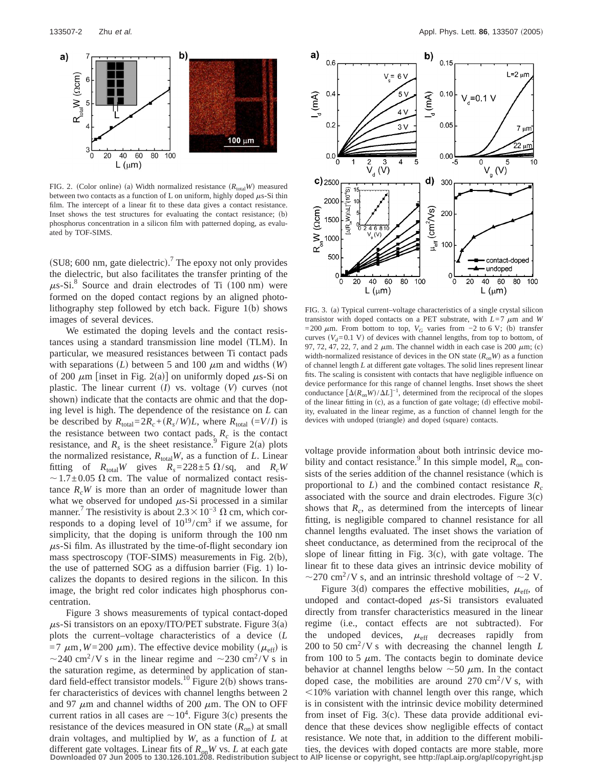FIG. 2. (Color online) (a) Width normalized resistance ($R_{\text{total}}W$) measured between two contacts as a function of L on uniform, highly doped $\mu$s-Si thin film. The intercept of a linear fit to these data gives a contact resistance. Inset shows the test structures for evaluating the contact resistance; (b) phosphorus concentration in a silicon film with patterned doping, as evaluated by TOF-SIMS.

(SU8; 600 nm, gate dielectric).[7] The epoxy not only provides the dielectric, but also facilitates the transfer printing of the $\mu$s-Si.[8] Source and drain electrodes of Ti (100 nm) were formed on the doped contact regions by an aligned photolithography step followed by etch back. Figure 1(b) shows images of several devices.

We estimated the doping levels and the contact resistances using a standard transmission line model (TLM). In particular, we measured resistances between Ti contact pads with separations ($L$) between 5 and 100 $\mu$m and widths ($W$) of 200 $\mu$m [inset in Fig. 2(a)] on uniformly doped $\mu$s-Si on plastic. The linear current ($I$) vs. voltage ($V$) curves (not shown) indicate that the contacts are ohmic and that the doping level is high. The dependence of the resistance on $L$ can be described by $R_{\text{total}} = 2R_c + (R_s/W)L$, where $R_{\text{total}}$ ($=V/I$) is the resistance between two contact pads, $R_c$ is the contact resistance, and $R_s$ is the sheet resistance.[9] Figure 2(a) plots the normalized resistance, $R_{\text{total}}W$, as a function of $L$. Linear fitting of $R_{\text{total}}W$ gives $R_s = 228 \pm 5\ \Omega/\text{sq}$, and $R_cW \sim 1.7 \pm 0.05\ \Omega$ cm. The value of normalized contact resistance $R_cW$ is more than an order of magnitude lower than what we observed for undoped $\mu$s-Si processed in a similar manner.[7] The resistivity is about $2.3 \times 10^{-3}\ \Omega$ cm, which corresponds to a doping level of $10^{19}/\text{cm}^3$ if we assume, for simplicity, that the doping is uniform through the 100 nm $\mu$s-Si film. As illustrated by the time-of-flight secondary ion mass spectroscopy (TOF-SIMS) measurements in Fig. 2(b), the use of patterned SOG as a diffusion barrier (Fig. 1) localizes the dopants to desired regions in the silicon. In this image, the bright red color indicates high phosphorus concentration.

Figure 3 shows measurements of typical contact-doped $\mu$s-Si transistors on an epoxy/ITO/PET substrate. Figure 3(a) plots the current–voltage characteristics of a device ($L = 7\ \mu$m, $W = 200\ \mu$m). The effective device mobility ($\mu_{\text{eff}}$) is $\sim 240\ \text{cm}^2/\text{V s}$ in the linear regime and $\sim 230\ \text{cm}^2/\text{V s}$ in the saturation regime, as determined by application of standard field-effect transistor models.[10] Figure 2(b) shows transfer characteristics of devices with channel lengths between 2 and 97 $\mu$m and channel widths of 200 $\mu$m. The ON to OFF current ratios in all cases are $\sim 10^4$. Figure 3(c) presents the resistance of the devices measured in ON state ($R_{\text{on}}$) at small drain voltages, and multiplied by $W$, as a function of $L$ at different gate voltages. Linear fits of $R_{\text{on}}W$ vs. $L$ at each gate voltage provide information about both intrinsic device mobility and contact resistance.[9] In this simple model, $R_{\text{on}}$ consists of the series addition of the channel resistance (which is proportional to $L$) and the combined contact resistance $R_c$ associated with the source and drain electrodes. Figure 3(c) shows that $R_c$, as determined from the intercepts of linear fitting, is negligible compared to channel resistance for all channel lengths evaluated. The inset shows the variation of sheet conductance, as determined from the reciprocal of the slope of linear fitting in Fig. 3(c), with gate voltage. The linear fit to these data gives an intrinsic device mobility of $\sim 270\ \text{cm}^2/\text{V s}$, and an intrinsic threshold voltage of $\sim 2$ V.

FIG. 3. (a) Typical current–voltage characteristics of a single crystal silicon transistor with doped contacts on a PET substrate, with $L = 7\ \mu$m and $W = 200\ \mu$m. From bottom to top, $V_G$ varies from $-2$ to 6 V; (b) transfer curves ($V_d = 0.1$ V) of devices with channel lengths, from top to bottom, of 97, 72, 47, 22, 7, and 2 $\mu$m. The channel width in each case is 200 $\mu$m; (c) width-normalized resistance of devices in the ON state ($R_{\text{on}}W$) as a function of channel length $L$ at different gate voltages. The solid lines represent linear fits. The scaling is consistent with contacts that have negligible influence on device performance for this range of channel lengths. Inset shows the sheet conductance $[\Delta(R_{\text{on}}W)/\Delta L]^{-1}$, determined from the reciprocal of the slopes of the linear fitting in (c), as a function of gate voltage; (d) effective mobility, evaluated in the linear regime, as a function of channel length for the devices with undoped (triangle) and doped (square) contacts.

Figure 3(d) compares the effective mobilities, $\mu_{\text{eff}}$, of undoped and contact-doped $\mu$s-Si transistors evaluated directly from transfer characteristics measured in the linear regime (i.e., contact effects are not subtracted). For the undoped devices, $\mu_{\text{eff}}$ decreases rapidly from 200 to 50 $\text{cm}^2/\text{V s}$ with decreasing the channel length $L$ from 100 to 5 $\mu$m. The contacts begin to dominate device behavior at channel lengths below $\sim 50\ \mu$m. In the contact doped case, the mobilities are around 270 $\text{cm}^2/\text{V s}$, with $<10\%$ variation with channel length over this range, which is in consistent with the intrinsic device mobility determined from inset of Fig. 3(c). These data provide additional evidence that these devices show negligible effects of contact resistance. We note that, in addition to the different mobilities, the devices with doped contacts are more stable, more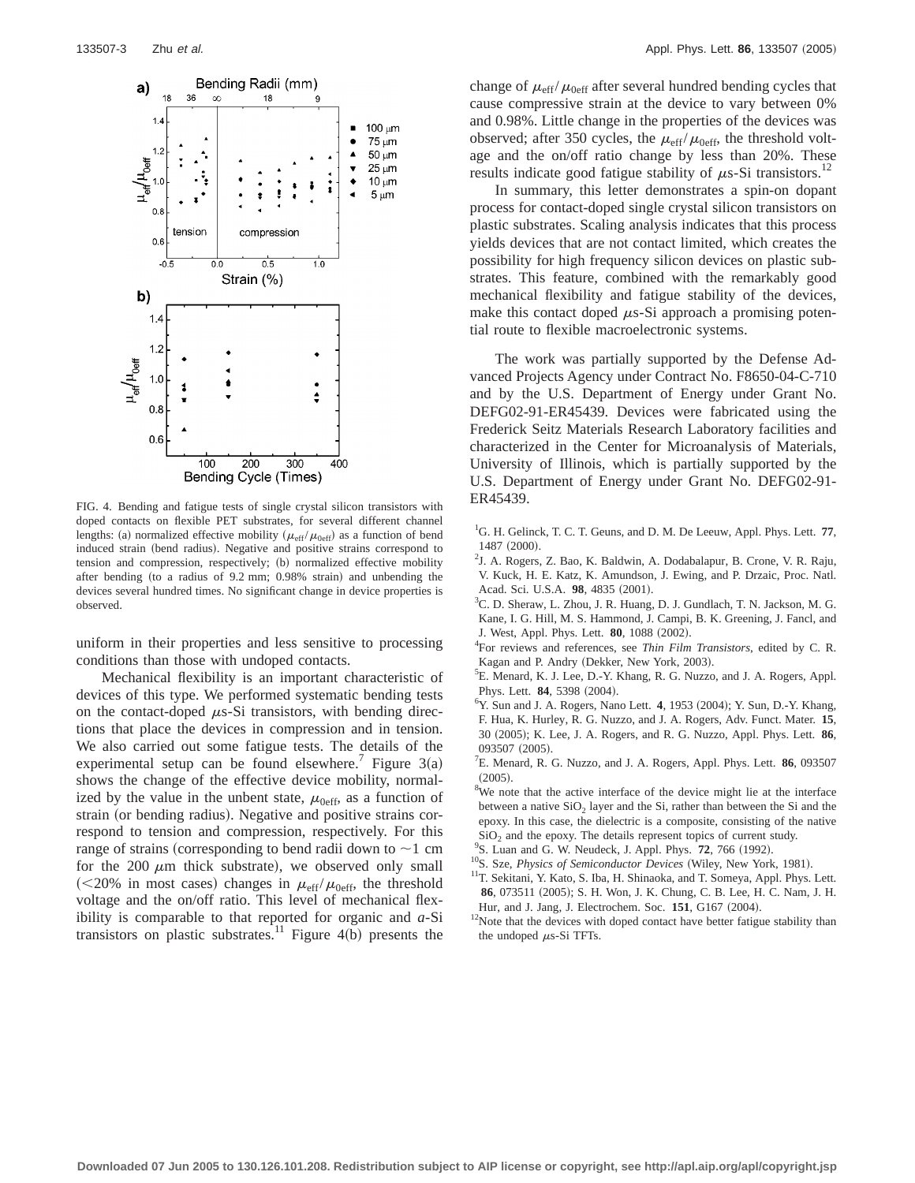a) Bending Radii (mm)

18 36 ∞ 18 9

$\mu_{eff}/\mu_{0eff}$

1.4 1.2 1.0 0.8 0.6

tension compression

-0.5 0.0 0.5 1.0

Strain (%)

100 μm
75 μm
50 μm
25 μm
10 μm
5 μm

b)

$\mu_{eff}/\mu_{0eff}$

1.4 1.2 1.0 0.8 0.6

100 200 300 400

Bending Cycle (Times)

FIG. 4. Bending and fatigue tests of single crystal silicon transistors with doped contacts on flexible PET substrates, for several different channel lengths: (a) normalized effective mobility ($\mu_{eff}/\mu_{0eff}$) as a function of bend induced strain (bend radius). Negative and positive strains correspond to tension and compression, respectively; (b) normalized effective mobility after bending (to a radius of 9.2 mm; 0.98% strain) and unbending the devices several hundred times. No significant change in device properties is observed.

uniform in their properties and less sensitive to processing conditions than those with undoped contacts.

Mechanical flexibility is an important characteristic of devices of this type. We performed systematic bending tests on the contact-doped $\mu$s-Si transistors, with bending directions that place the devices in compression and in tension. We also carried out some fatigue tests. The details of the experimental setup can be found elsewhere.[7] Figure 3(a) shows the change of the effective device mobility, normalized by the value in the unbent state, $\mu_{0eff}$, as a function of strain (or bending radius). Negative and positive strains correspond to tension and compression, respectively. For this range of strains (corresponding to bend radii down to ~1 cm for the 200 $\mu$m thick substrate), we observed only small (<20% in most cases) changes in $\mu_{eff}/\mu_{0eff}$, the threshold voltage and the on/off ratio. This level of mechanical flexibility is comparable to that reported for organic and *a*-Si transistors on plastic substrates.[11] Figure 4(b) presents the change of $\mu_{eff}/\mu_{0eff}$ after several hundred bending cycles that cause compressive strain at the device to vary between 0% and 0.98%. Little change in the properties of the devices was observed; after 350 cycles, the $\mu_{eff}/\mu_{0eff}$, the threshold voltage and the on/off ratio change by less than 20%. These results indicate good fatigue stability of $\mu$s-Si transistors.[12]

In summary, this letter demonstrates a spin-on dopant process for contact-doped single crystal silicon transistors on plastic substrates. Scaling analysis indicates that this process yields devices that are not contact limited, which creates the possibility for high frequency silicon devices on plastic substrates. This feature, combined with the remarkably good mechanical flexibility and fatigue stability of the devices, make this contact doped $\mu$s-Si approach a promising potential route to flexible macroelectronic systems.

The work was partially supported by the Defense Advanced Projects Agency under Contract No. F8650-04-C-710 and by the U.S. Department of Energy under Grant No. DEFG02-91-ER45439. Devices were fabricated using the Frederick Seitz Materials Research Laboratory facilities and characterized in the Center for Microanalysis of Materials, University of Illinois, which is partially supported by the U.S. Department of Energy under Grant No. DEFG02-91-ER45439.

[1] G. H. Gelinck, T. C. T. Geuns, and D. M. De Leeuw, Appl. Phys. Lett. **77**, 1487 (2000).
[2] J. A. Rogers, Z. Bao, K. Baldwin, A. Dodabalapur, B. Crone, V. R. Raju, V. Kuck, H. E. Katz, K. Amundson, J. Ewing, and P. Drzaic, Proc. Natl. Acad. Sci. U.S.A. **98**, 4835 (2001).
[3] C. D. Sheraw, L. Zhou, J. R. Huang, D. J. Gundlach, T. N. Jackson, M. G. Kane, I. G. Hill, M. S. Hammond, J. Campi, B. K. Greening, J. Fancl, and J. West, Appl. Phys. Lett. **80**, 1088 (2002).
[4] For reviews and references, see *Thin Film Transistors*, edited by C. R. Kagan and P. Andry (Dekker, New York, 2003).
[5] E. Menard, K. J. Lee, D.-Y. Khang, R. G. Nuzzo, and J. A. Rogers, Appl. Phys. Lett. **84**, 5398 (2004).
[6] Y. Sun and J. A. Rogers, Nano Lett. **4**, 1953 (2004); Y. Sun, D.-Y. Khang, F. Hua, K. Hurley, R. G. Nuzzo, and J. A. Rogers, Adv. Funct. Mater. **15**, 30 (2005); K. Lee, J. A. Rogers, and R. G. Nuzzo, Appl. Phys. Lett. **86**, 093507 (2005).
[7] E. Menard, R. G. Nuzzo, and J. A. Rogers, Appl. Phys. Lett. **86**, 093507 (2005).
[8] We note that the active interface of the device might lie at the interface between a native $SiO_2$ layer and the Si, rather than between the Si and the epoxy. In this case, the dielectric is a composite, consisting of the native $SiO_2$ and the epoxy. The details represent topics of current study.
[9] S. Luan and G. W. Neudeck, J. Appl. Phys. **72**, 766 (1992).
[10] S. Sze, *Physics of Semiconductor Devices* (Wiley, New York, 1981).
[11] T. Sekitani, Y. Kato, S. Iba, H. Shinaoka, and T. Someya, Appl. Phys. Lett. **86**, 073511 (2005); S. H. Won, J. K. Chung, C. B. Lee, H. C. Nam, J. H. Hur, and J. Jang, J. Electrochem. Soc. **151**, G167 (2004).
[12] Note that the devices with doped contact have better fatigue stability than the undoped $\mu$s-Si TFTs.